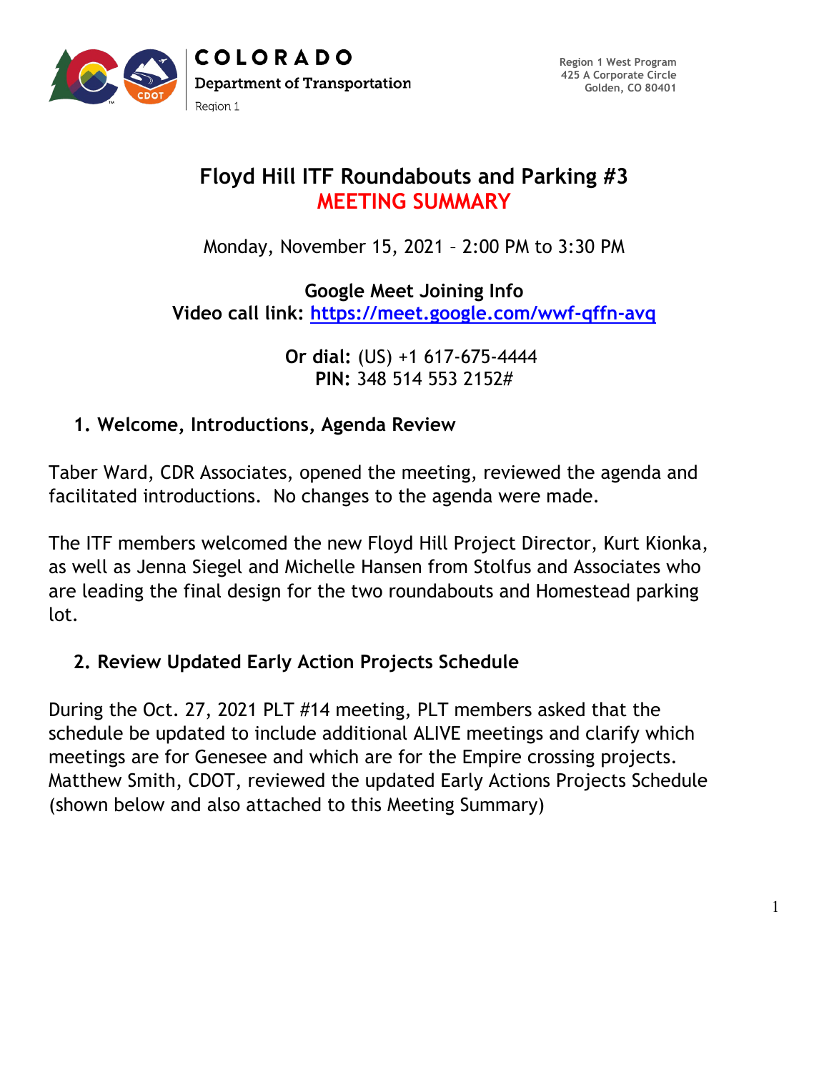COLORADO
Department of Transportation
Region 1

Region 1 West Program
425 A Corporate Circle
Golden, CO 80401

# Floyd Hill ITF Roundabouts and Parking #3
# MEETING SUMMARY

Monday, November 15, 2021 – 2:00 PM to 3:30 PM

**Google Meet Joining Info**
**Video call link:** https://meet.google.com/wwf-qffn-avq

**Or dial:** (US) +1 617-675-4444
**PIN:** 348 514 553 2152#

## 1. Welcome, Introductions, Agenda Review

Taber Ward, CDR Associates, opened the meeting, reviewed the agenda and facilitated introductions. No changes to the agenda were made.

The ITF members welcomed the new Floyd Hill Project Director, Kurt Kionka, as well as Jenna Siegel and Michelle Hansen from Stolfus and Associates who are leading the final design for the two roundabouts and Homestead parking lot.

## 2. Review Updated Early Action Projects Schedule

During the Oct. 27, 2021 PLT #14 meeting, PLT members asked that the schedule be updated to include additional ALIVE meetings and clarify which meetings are for Genesee and which are for the Empire crossing projects. Matthew Smith, CDOT, reviewed the updated Early Actions Projects Schedule (shown below and also attached to this Meeting Summary)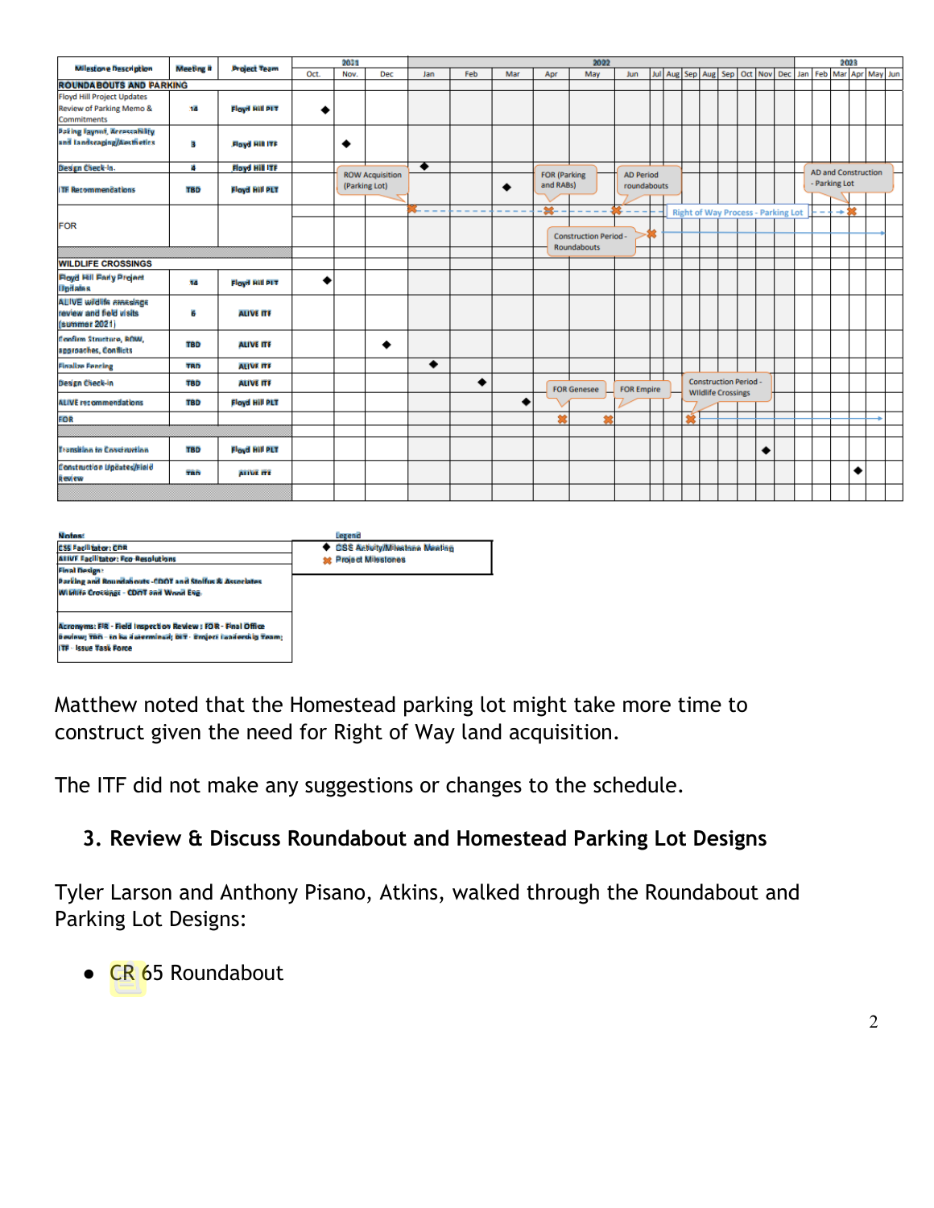| Milestone Description | Meeting # | Project Team | 2021 Oct. | Nov. | Dec | 2022 Jan | Feb | Mar | Apr | May | Jun | Jul | Aug | Sep | Aug | Sep | Oct | Nov | Dec | 2023 Jan | Feb | Mar | Apr | May | Jun |
|---|---|---|---|---|---|---|---|---|---|---|---|---|---|---|---|---|---|---|---|---|---|---|---|---|---|
| **ROUNDABOUTS AND PARKING** | | | | | | | | | | | | | | | | | | | | | | | | | |
| Floyd Hill Project Updates Review of Parking Memo & Commitments | 14 | Floyd Hill PLT | ◆ | | | | | | | | | | | | | | | | | | | | | | |
| Parking layout, Accessibility and landscaping/Aesthetics | 3 | Floyd Hill ITF | | ◆ | | | | | | | | | | | | | | | | | | | | | |
| Design Check-In | 4 | Floyd Hill ITF | | | | ◆ | | | | | | | | | | | | | | | | | | | |
| ITF Recommendations | TBD | Floyd Hill PLT | | | | | | ◆ | | | | | | | | | | | | | | | | | |
| FOR | | | | | | | | | | | | | | | | | | | | | | | | | |
| **WILDLIFE CROSSINGS** | | | | | | | | | | | | | | | | | | | | | | | | | |
| Floyd Hill Early Project Updates | 14 | Floyd Hill PLT | ◆ | | | | | | | | | | | | | | | | | | | | | | |
| ALIVE wildlife crossings review and field visits (summer 2021) | 6 | ALIVE ITF | | | | | | | | | | | | | | | | | | | | | | | |
| Confirm Structure, ROW, approaches, Conflicts | TBD | ALIVE ITF | | | ◆ | | | | | | | | | | | | | | | | | | | | |
| Finalize Fencing | TBD | ALIVE ITF | | | | ◆ | | | | | | | | | | | | | | | | | | | |
| Design Check-In | TBD | ALIVE ITF | | | | | ◆ | | | | | | | | | | | | | | | | | | |
| ALIVE recommendations | TBD | Floyd Hill PLT | | | | | | ◆ | | | | | | | | | | | | | | | | | |
| FOR | | | | | | | | | | | | | | | | | | | | | | | | | |
| Transition to Construction | TBD | Floyd Hill PLT | | | | | | | | | | | | | | | | ◆ | | | | | | | |
| Construction Updates/Field Review | TBD | ALIVE ITF | | | | | | | | | | | | | | | | | | | | ◆ | | | |

Chart annotations: ROW Acquisition (Parking Lot); FOR (Parking and RABs); AD Period roundabouts; AD and Construction - Parking Lot; Right of Way Process - Parking Lot; Construction Period - Roundabouts; FOR Genesee; FOR Empire; Construction Period - Wildlife Crossings.

**Notes:**
CSS Facilitator: CDR
ALIVE Facilitator: Eco Resolutions
Final Design:
Parking and Roundabouts -CDOT and Stolfus & Associates
Wildlife Crossings - CDOT and Wood Eng.

Acronyms: FIR - Field Inspection Review ; FOR - Final Office Review; TBD - to be determined; PLT - Project Leadership Team; ITF - Issue Task Force

**Legend**
◆ CSS Activity/Milestone Meeting
✖ Project Milestones

Matthew noted that the Homestead parking lot might take more time to construct given the need for Right of Way land acquisition.

The ITF did not make any suggestions or changes to the schedule.

### 3. Review & Discuss Roundabout and Homestead Parking Lot Designs

Tyler Larson and Anthony Pisano, Atkins, walked through the Roundabout and Parking Lot Designs:

- CR 65 Roundabout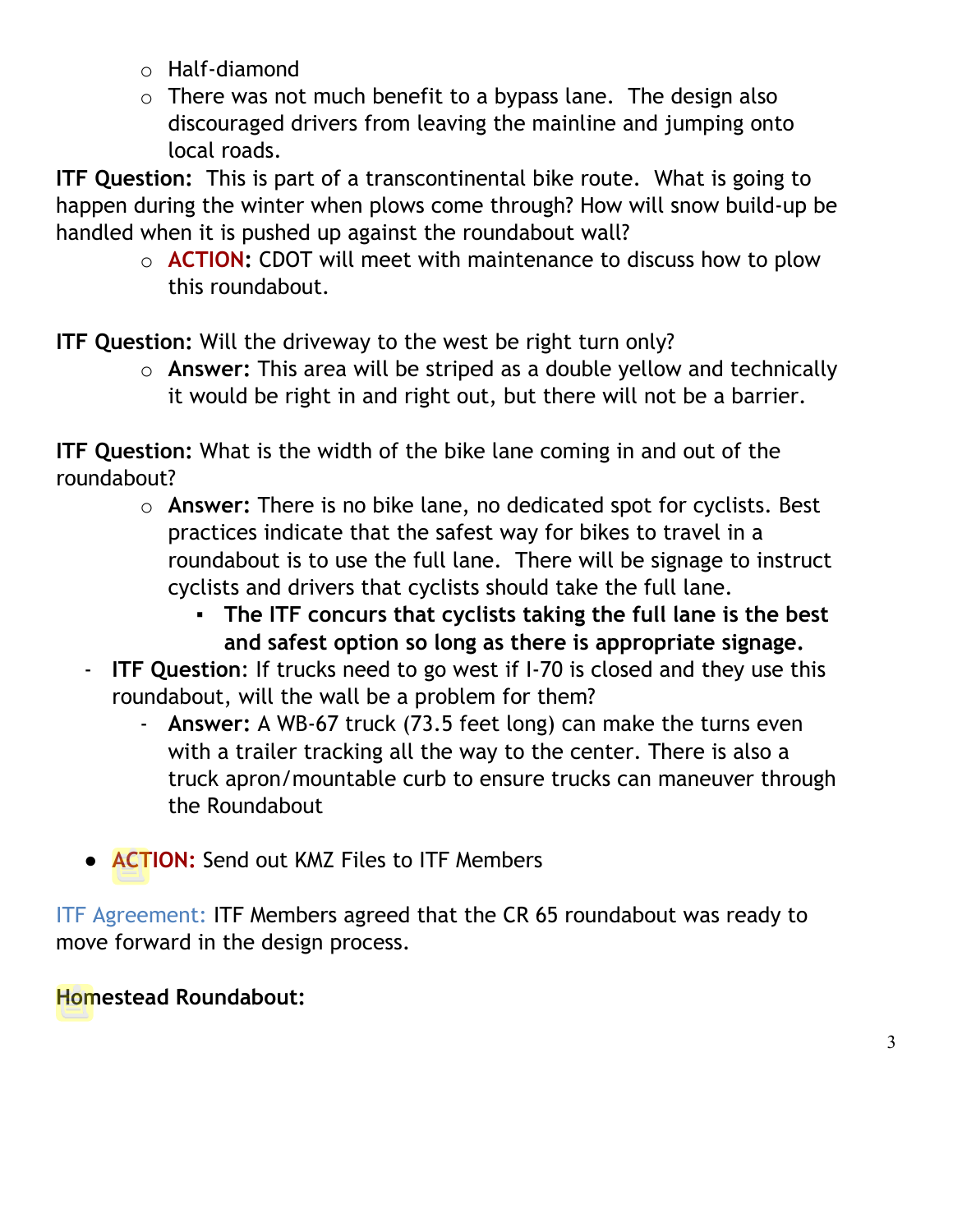- Half-diamond
- There was not much benefit to a bypass lane. The design also discouraged drivers from leaving the mainline and jumping onto local roads.

**ITF Question:** This is part of a transcontinental bike route. What is going to happen during the winter when plows come through? How will snow build-up be handled when it is pushed up against the roundabout wall?

- **ACTION:** CDOT will meet with maintenance to discuss how to plow this roundabout.

**ITF Question:** Will the driveway to the west be right turn only?

- **Answer:** This area will be striped as a double yellow and technically it would be right in and right out, but there will not be a barrier.

**ITF Question:** What is the width of the bike lane coming in and out of the roundabout?

- **Answer:** There is no bike lane, no dedicated spot for cyclists. Best practices indicate that the safest way for bikes to travel in a roundabout is to use the full lane. There will be signage to instruct cyclists and drivers that cyclists should take the full lane.
  - **The ITF concurs that cyclists taking the full lane is the best and safest option so long as there is appropriate signage.**

- **ITF Question**: If trucks need to go west if I-70 is closed and they use this roundabout, will the wall be a problem for them?
  - **Answer:** A WB-67 truck (73.5 feet long) can make the turns even with a trailer tracking all the way to the center. There is also a truck apron/mountable curb to ensure trucks can maneuver through the Roundabout

- **ACTION:** Send out KMZ Files to ITF Members

ITF Agreement: ITF Members agreed that the CR 65 roundabout was ready to move forward in the design process.

**Homestead Roundabout:**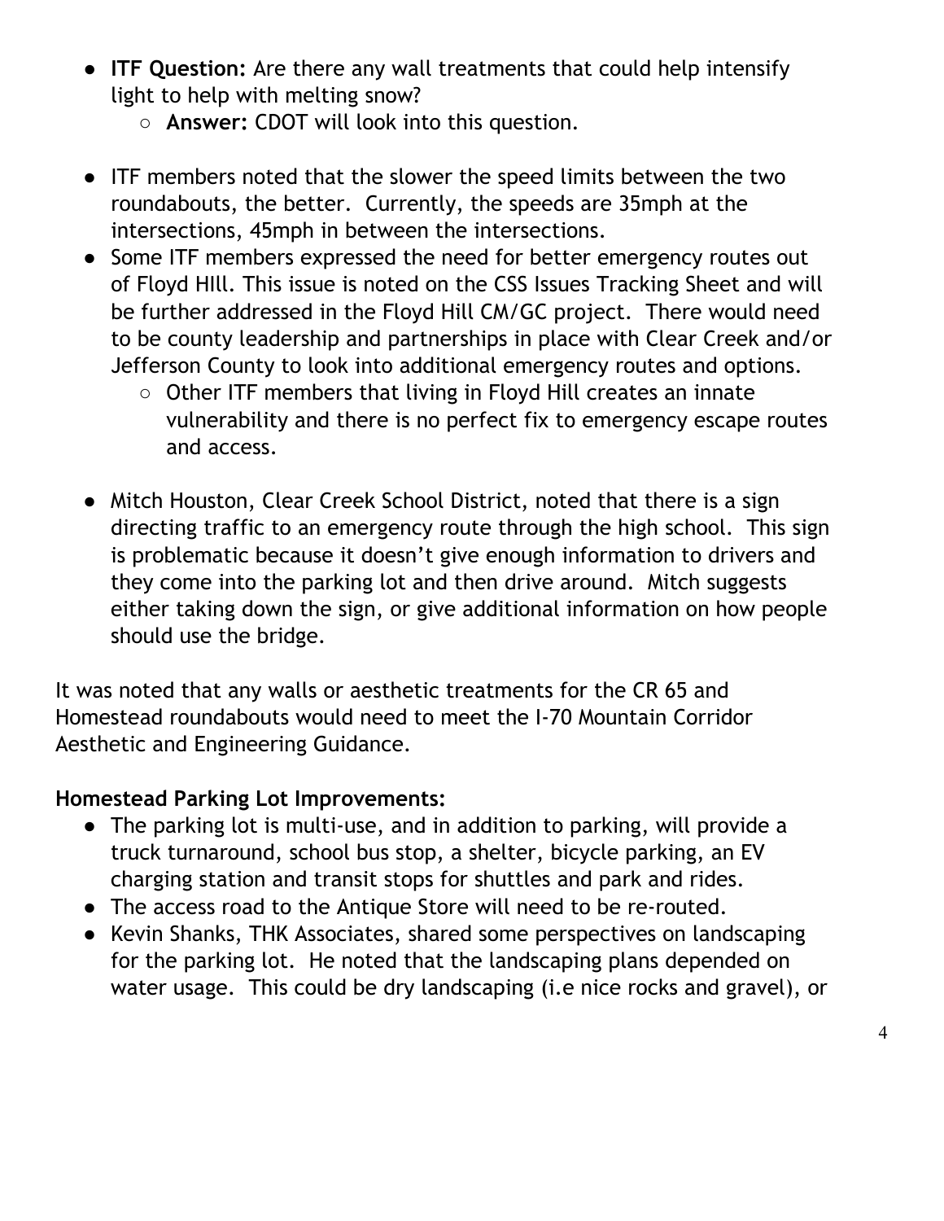- **ITF Question:** Are there any wall treatments that could help intensify light to help with melting snow?
  - **Answer:** CDOT will look into this question.

- ITF members noted that the slower the speed limits between the two roundabouts, the better. Currently, the speeds are 35mph at the intersections, 45mph in between the intersections.
- Some ITF members expressed the need for better emergency routes out of Floyd HIll. This issue is noted on the CSS Issues Tracking Sheet and will be further addressed in the Floyd Hill CM/GC project. There would need to be county leadership and partnerships in place with Clear Creek and/or Jefferson County to look into additional emergency routes and options.
  - Other ITF members that living in Floyd Hill creates an innate vulnerability and there is no perfect fix to emergency escape routes and access.

- Mitch Houston, Clear Creek School District, noted that there is a sign directing traffic to an emergency route through the high school. This sign is problematic because it doesn't give enough information to drivers and they come into the parking lot and then drive around. Mitch suggests either taking down the sign, or give additional information on how people should use the bridge.

It was noted that any walls or aesthetic treatments for the CR 65 and Homestead roundabouts would need to meet the I-70 Mountain Corridor Aesthetic and Engineering Guidance.

**Homestead Parking Lot Improvements:**

- The parking lot is multi-use, and in addition to parking, will provide a truck turnaround, school bus stop, a shelter, bicycle parking, an EV charging station and transit stops for shuttles and park and rides.
- The access road to the Antique Store will need to be re-routed.
- Kevin Shanks, THK Associates, shared some perspectives on landscaping for the parking lot. He noted that the landscaping plans depended on water usage. This could be dry landscaping (i.e nice rocks and gravel), or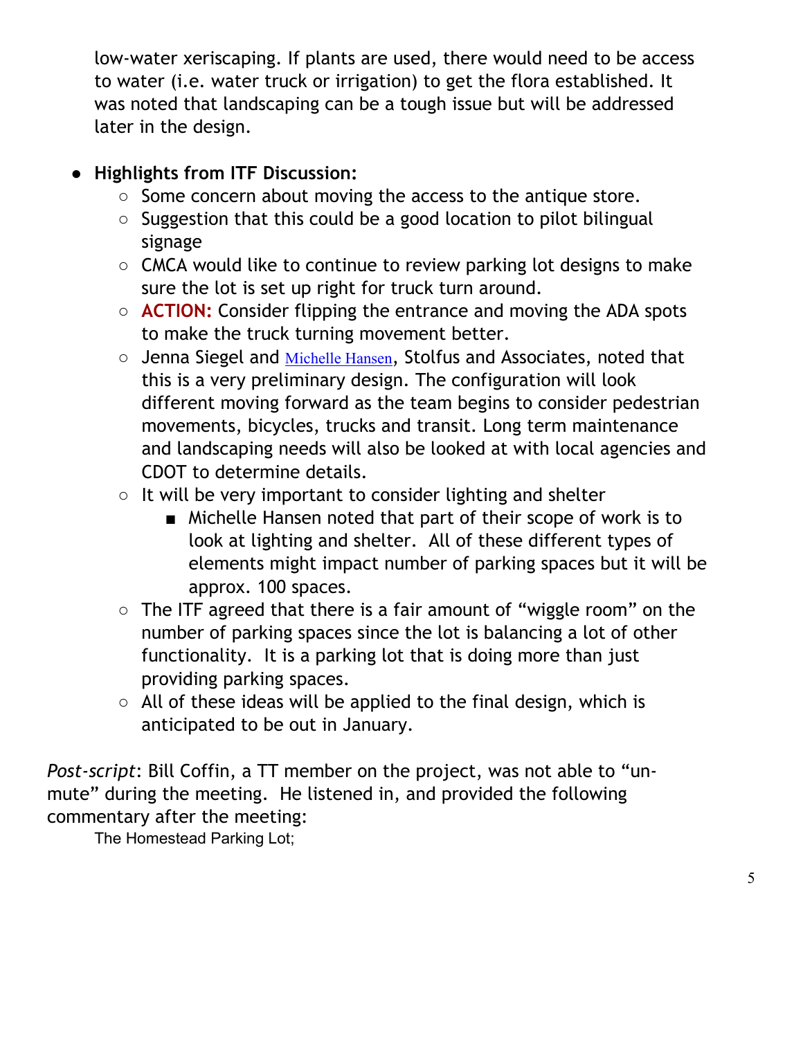low-water xeriscaping. If plants are used, there would need to be access to water (i.e. water truck or irrigation) to get the flora established. It was noted that landscaping can be a tough issue but will be addressed later in the design.

- **Highlights from ITF Discussion:**
  - Some concern about moving the access to the antique store.
  - Suggestion that this could be a good location to pilot bilingual signage
  - CMCA would like to continue to review parking lot designs to make sure the lot is set up right for truck turn around.
  - **ACTION:** Consider flipping the entrance and moving the ADA spots to make the truck turning movement better.
  - Jenna Siegel and Michelle Hansen, Stolfus and Associates, noted that this is a very preliminary design. The configuration will look different moving forward as the team begins to consider pedestrian movements, bicycles, trucks and transit. Long term maintenance and landscaping needs will also be looked at with local agencies and CDOT to determine details.
  - It will be very important to consider lighting and shelter
    - Michelle Hansen noted that part of their scope of work is to look at lighting and shelter. All of these different types of elements might impact number of parking spaces but it will be approx. 100 spaces.
  - The ITF agreed that there is a fair amount of "wiggle room" on the number of parking spaces since the lot is balancing a lot of other functionality. It is a parking lot that is doing more than just providing parking spaces.
  - All of these ideas will be applied to the final design, which is anticipated to be out in January.

*Post-script*: Bill Coffin, a TT member on the project, was not able to "un-mute" during the meeting. He listened in, and provided the following commentary after the meeting:

The Homestead Parking Lot;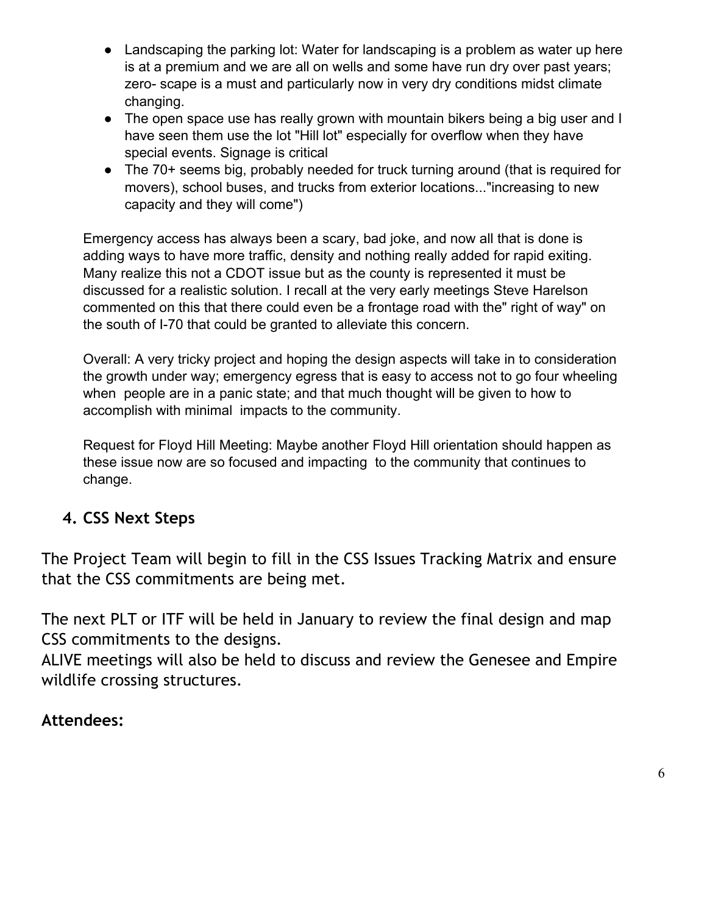- Landscaping the parking lot: Water for landscaping is a problem as water up here is at a premium and we are all on wells and some have run dry over past years; zero- scape is a must and particularly now in very dry conditions midst climate changing.
- The open space use has really grown with mountain bikers being a big user and I have seen them use the lot "Hill lot" especially for overflow when they have special events. Signage is critical
- The 70+ seems big, probably needed for truck turning around (that is required for movers), school buses, and trucks from exterior locations..."increasing to new capacity and they will come")

Emergency access has always been a scary, bad joke, and now all that is done is adding ways to have more traffic, density and nothing really added for rapid exiting. Many realize this not a CDOT issue but as the county is represented it must be discussed for a realistic solution. I recall at the very early meetings Steve Harelson commented on this that there could even be a frontage road with the" right of way" on the south of I-70 that could be granted to alleviate this concern.

Overall: A very tricky project and hoping the design aspects will take in to consideration the growth under way; emergency egress that is easy to access not to go four wheeling when people are in a panic state; and that much thought will be given to how to accomplish with minimal impacts to the community.

Request for Floyd Hill Meeting: Maybe another Floyd Hill orientation should happen as these issue now are so focused and impacting to the community that continues to change.

## 4. CSS Next Steps

The Project Team will begin to fill in the CSS Issues Tracking Matrix and ensure that the CSS commitments are being met.

The next PLT or ITF will be held in January to review the final design and map CSS commitments to the designs.
ALIVE meetings will also be held to discuss and review the Genesee and Empire wildlife crossing structures.

**Attendees:**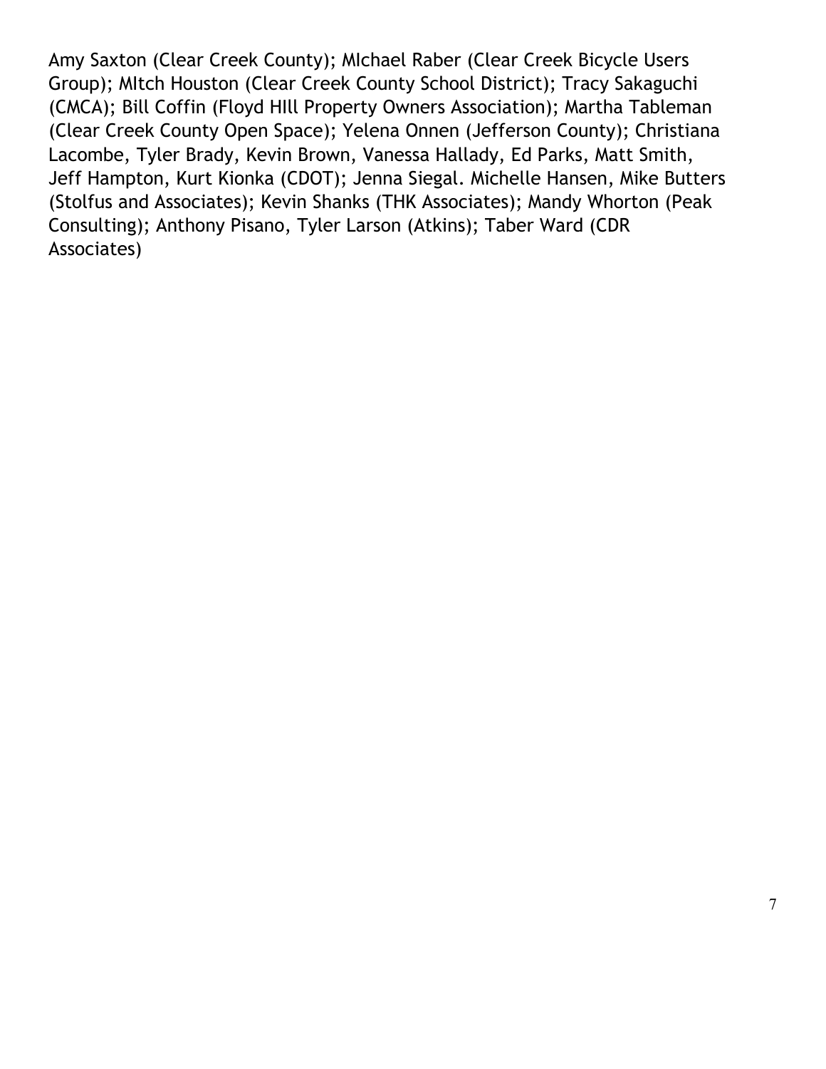Amy Saxton (Clear Creek County); MIchael Raber (Clear Creek Bicycle Users Group); MItch Houston (Clear Creek County School District); Tracy Sakaguchi (CMCA); Bill Coffin (Floyd HIll Property Owners Association); Martha Tableman (Clear Creek County Open Space); Yelena Onnen (Jefferson County); Christiana Lacombe, Tyler Brady, Kevin Brown, Vanessa Hallady, Ed Parks, Matt Smith, Jeff Hampton, Kurt Kionka (CDOT); Jenna Siegal. Michelle Hansen, Mike Butters (Stolfus and Associates); Kevin Shanks (THK Associates); Mandy Whorton (Peak Consulting); Anthony Pisano, Tyler Larson (Atkins); Taber Ward (CDR Associates)